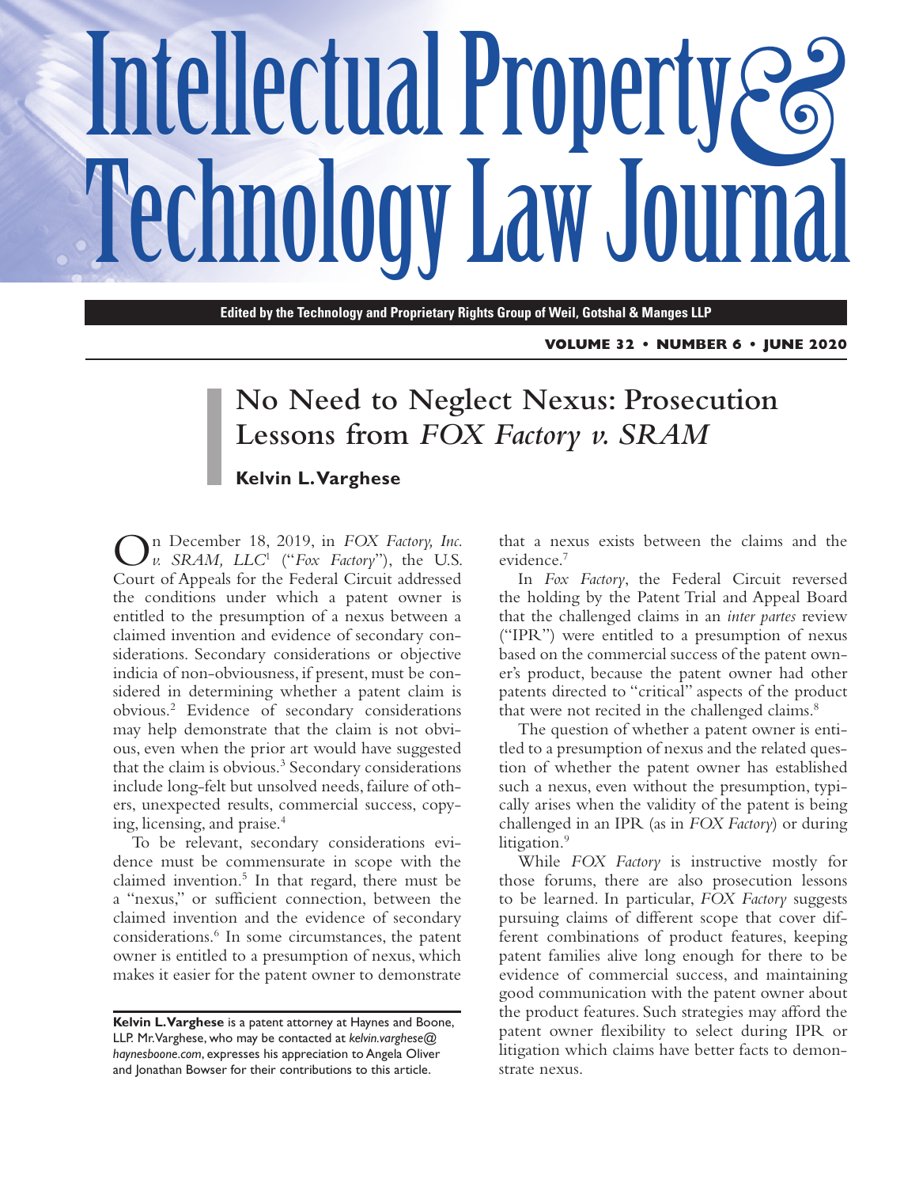# Intellectual Property & Technology Law Journal

**Edited by the Technology and Proprietary Rights Group of Weil, Gotshal & Manges LLP**

**VOLUME 32 • NUMBER 6 • JUNE 2020**

## No Need to Neglect Nexus: Prosecution Lessons from *FOX Factory v. SRAM*

**Kelvin L. Varghese**

On December 18, 2019, in *FOX Factory, Inc. v. SRAM, LLC*[1] ("*Fox Factory*"), the U.S. Court of Appeals for the Federal Circuit addressed the conditions under which a patent owner is entitled to the presumption of a nexus between a claimed invention and evidence of secondary considerations. Secondary considerations or objective indicia of non-obviousness, if present, must be considered in determining whether a patent claim is obvious.[2] Evidence of secondary considerations may help demonstrate that the claim is not obvious, even when the prior art would have suggested that the claim is obvious.[3] Secondary considerations include long-felt but unsolved needs, failure of others, unexpected results, commercial success, copying, licensing, and praise.[4]

To be relevant, secondary considerations evidence must be commensurate in scope with the claimed invention.[5] In that regard, there must be a "nexus," or sufficient connection, between the claimed invention and the evidence of secondary considerations.[6] In some circumstances, the patent owner is entitled to a presumption of nexus, which makes it easier for the patent owner to demonstrate that a nexus exists between the claims and the evidence.[7]

In *Fox Factory*, the Federal Circuit reversed the holding by the Patent Trial and Appeal Board that the challenged claims in an *inter partes* review ("IPR") were entitled to a presumption of nexus based on the commercial success of the patent owner's product, because the patent owner had other patents directed to "critical" aspects of the product that were not recited in the challenged claims.[8]

The question of whether a patent owner is entitled to a presumption of nexus and the related question of whether the patent owner has established such a nexus, even without the presumption, typically arises when the validity of the patent is being challenged in an IPR (as in *FOX Factory*) or during litigation.[9]

While *FOX Factory* is instructive mostly for those forums, there are also prosecution lessons to be learned. In particular, *FOX Factory* suggests pursuing claims of different scope that cover different combinations of product features, keeping patent families alive long enough for there to be evidence of commercial success, and maintaining good communication with the patent owner about the product features. Such strategies may afford the patent owner flexibility to select during IPR or litigation which claims have better facts to demonstrate nexus.

---

**Kelvin L. Varghese** is a patent attorney at Haynes and Boone, LLP. Mr. Varghese, who may be contacted at *kelvin.varghese@haynesboone.com*, expresses his appreciation to Angela Oliver and Jonathan Bowser for their contributions to this article.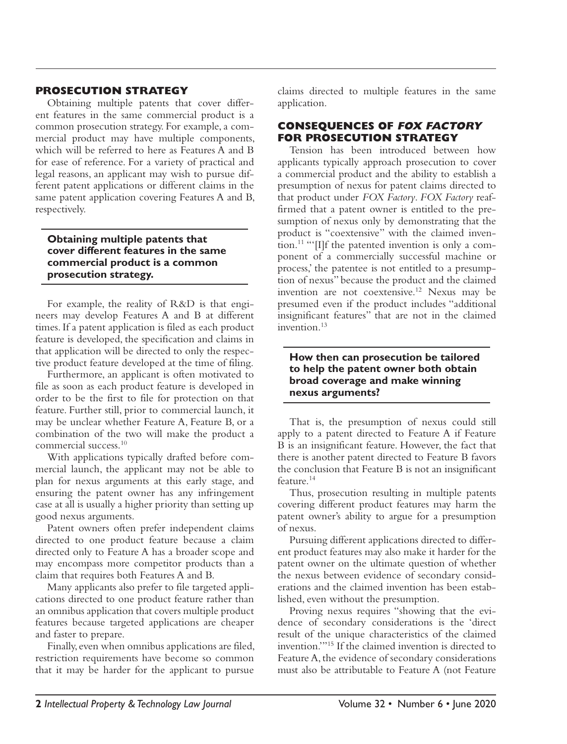## PROSECUTION STRATEGY

Obtaining multiple patents that cover different features in the same commercial product is a common prosecution strategy. For example, a commercial product may have multiple components, which will be referred to here as Features A and B for ease of reference. For a variety of practical and legal reasons, an applicant may wish to pursue different patent applications or different claims in the same patent application covering Features A and B, respectively.

**Obtaining multiple patents that cover different features in the same commercial product is a common prosecution strategy.**

For example, the reality of R&D is that engineers may develop Features A and B at different times. If a patent application is filed as each product feature is developed, the specification and claims in that application will be directed to only the respective product feature developed at the time of filing.

Furthermore, an applicant is often motivated to file as soon as each product feature is developed in order to be the first to file for protection on that feature. Further still, prior to commercial launch, it may be unclear whether Feature A, Feature B, or a combination of the two will make the product a commercial success.[10]

With applications typically drafted before commercial launch, the applicant may not be able to plan for nexus arguments at this early stage, and ensuring the patent owner has any infringement case at all is usually a higher priority than setting up good nexus arguments.

Patent owners often prefer independent claims directed to one product feature because a claim directed only to Feature A has a broader scope and may encompass more competitor products than a claim that requires both Features A and B.

Many applicants also prefer to file targeted applications directed to one product feature rather than an omnibus application that covers multiple product features because targeted applications are cheaper and faster to prepare.

Finally, even when omnibus applications are filed, restriction requirements have become so common that it may be harder for the applicant to pursue claims directed to multiple features in the same application.

## CONSEQUENCES OF *FOX FACTORY* FOR PROSECUTION STRATEGY

Tension has been introduced between how applicants typically approach prosecution to cover a commercial product and the ability to establish a presumption of nexus for patent claims directed to that product under *FOX Factory*. *FOX Factory* reaffirmed that a patent owner is entitled to the presumption of nexus only by demonstrating that the product is "coextensive" with the claimed invention.[11] "'[I]f the patented invention is only a component of a commercially successful machine or process,' the patentee is not entitled to a presumption of nexus" because the product and the claimed invention are not coextensive.[12] Nexus may be presumed even if the product includes "additional insignificant features" that are not in the claimed invention.[13]

**How then can prosecution be tailored to help the patent owner both obtain broad coverage and make winning nexus arguments?**

That is, the presumption of nexus could still apply to a patent directed to Feature A if Feature B is an insignificant feature. However, the fact that there is another patent directed to Feature B favors the conclusion that Feature B is not an insignificant feature.[14]

Thus, prosecution resulting in multiple patents covering different product features may harm the patent owner's ability to argue for a presumption of nexus.

Pursuing different applications directed to different product features may also make it harder for the patent owner on the ultimate question of whether the nexus between evidence of secondary considerations and the claimed invention has been established, even without the presumption.

Proving nexus requires "showing that the evidence of secondary considerations is the 'direct result of the unique characteristics of the claimed invention.'"[15] If the claimed invention is directed to Feature A, the evidence of secondary considerations must also be attributable to Feature A (not Feature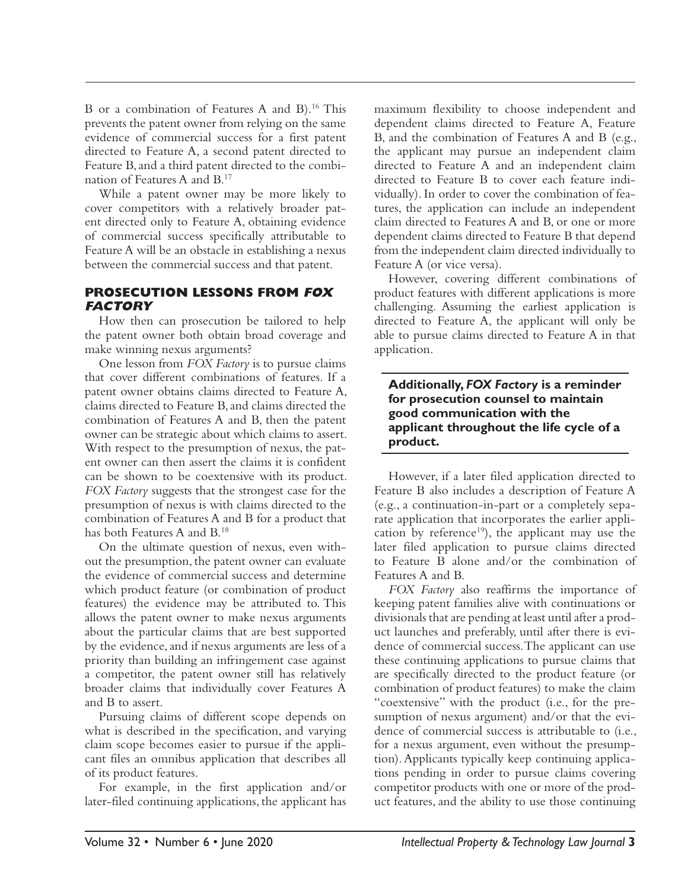B or a combination of Features A and B).[16] This prevents the patent owner from relying on the same evidence of commercial success for a first patent directed to Feature A, a second patent directed to Feature B, and a third patent directed to the combination of Features A and B.[17]

While a patent owner may be more likely to cover competitors with a relatively broader patent directed only to Feature A, obtaining evidence of commercial success specifically attributable to Feature A will be an obstacle in establishing a nexus between the commercial success and that patent.

## PROSECUTION LESSONS FROM *FOX FACTORY*

How then can prosecution be tailored to help the patent owner both obtain broad coverage and make winning nexus arguments?

One lesson from *FOX Factory* is to pursue claims that cover different combinations of features. If a patent owner obtains claims directed to Feature A, claims directed to Feature B, and claims directed the combination of Features A and B, then the patent owner can be strategic about which claims to assert. With respect to the presumption of nexus, the patent owner can then assert the claims it is confident can be shown to be coextensive with its product. *FOX Factory* suggests that the strongest case for the presumption of nexus is with claims directed to the combination of Features A and B for a product that has both Features A and B.[18]

On the ultimate question of nexus, even without the presumption, the patent owner can evaluate the evidence of commercial success and determine which product feature (or combination of product features) the evidence may be attributed to. This allows the patent owner to make nexus arguments about the particular claims that are best supported by the evidence, and if nexus arguments are less of a priority than building an infringement case against a competitor, the patent owner still has relatively broader claims that individually cover Features A and B to assert.

Pursuing claims of different scope depends on what is described in the specification, and varying claim scope becomes easier to pursue if the applicant files an omnibus application that describes all of its product features.

For example, in the first application and/or later-filed continuing applications, the applicant has maximum flexibility to choose independent and dependent claims directed to Feature A, Feature B, and the combination of Features A and B (e.g., the applicant may pursue an independent claim directed to Feature A and an independent claim directed to Feature B to cover each feature individually). In order to cover the combination of features, the application can include an independent claim directed to Features A and B, or one or more dependent claims directed to Feature B that depend from the independent claim directed individually to Feature A (or vice versa).

However, covering different combinations of product features with different applications is more challenging. Assuming the earliest application is directed to Feature A, the applicant will only be able to pursue claims directed to Feature A in that application.

**Additionally, *FOX Factory* is a reminder for prosecution counsel to maintain good communication with the applicant throughout the life cycle of a product.**

However, if a later filed application directed to Feature B also includes a description of Feature A (e.g., a continuation-in-part or a completely separate application that incorporates the earlier application by reference[19]), the applicant may use the later filed application to pursue claims directed to Feature B alone and/or the combination of Features A and B.

*FOX Factory* also reaffirms the importance of keeping patent families alive with continuations or divisionals that are pending at least until after a product launches and preferably, until after there is evidence of commercial success. The applicant can use these continuing applications to pursue claims that are specifically directed to the product feature (or combination of product features) to make the claim "coextensive" with the product (i.e., for the presumption of nexus argument) and/or that the evidence of commercial success is attributable to (i.e., for a nexus argument, even without the presumption). Applicants typically keep continuing applications pending in order to pursue claims covering competitor products with one or more of the product features, and the ability to use those continuing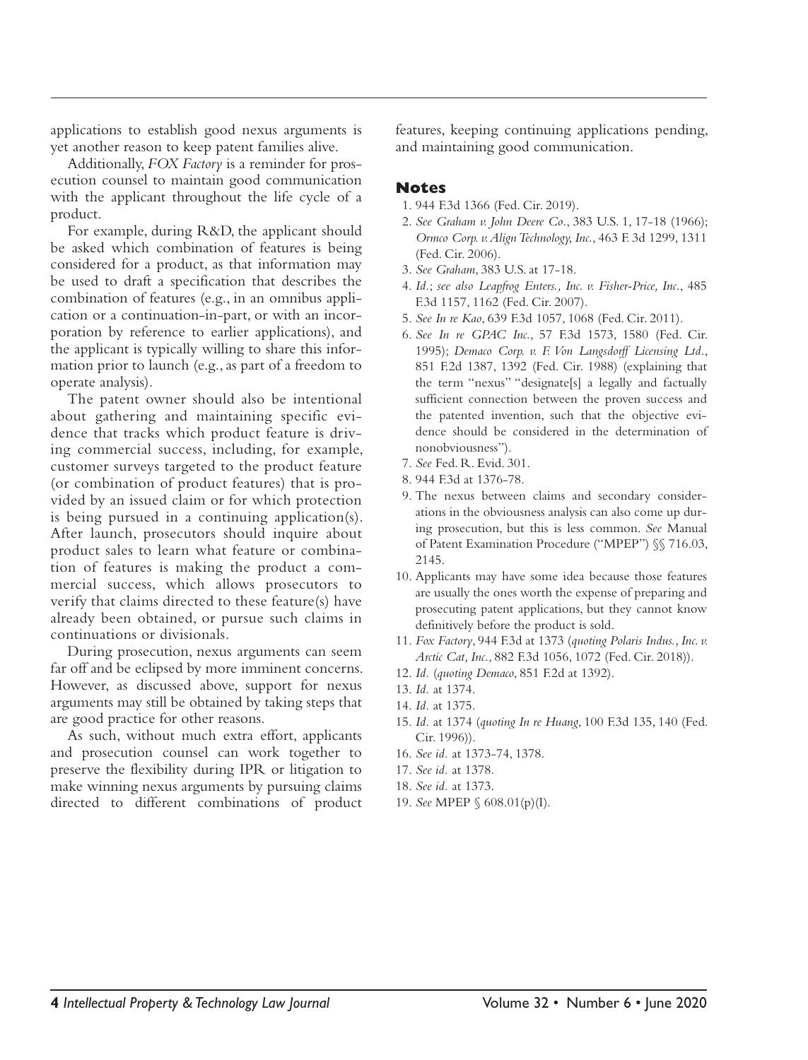applications to establish good nexus arguments is yet another reason to keep patent families alive.

Additionally, *FOX Factory* is a reminder for prosecution counsel to maintain good communication with the applicant throughout the life cycle of a product.

For example, during R&D, the applicant should be asked which combination of features is being considered for a product, as that information may be used to draft a specification that describes the combination of features (e.g., in an omnibus application or a continuation-in-part, or with an incorporation by reference to earlier applications), and the applicant is typically willing to share this information prior to launch (e.g., as part of a freedom to operate analysis).

The patent owner should also be intentional about gathering and maintaining specific evidence that tracks which product feature is driving commercial success, including, for example, customer surveys targeted to the product feature (or combination of product features) that is provided by an issued claim or for which protection is being pursued in a continuing application(s). After launch, prosecutors should inquire about product sales to learn what feature or combination of features is making the product a commercial success, which allows prosecutors to verify that claims directed to these feature(s) have already been obtained, or pursue such claims in continuations or divisionals.

During prosecution, nexus arguments can seem far off and be eclipsed by more imminent concerns. However, as discussed above, support for nexus arguments may still be obtained by taking steps that are good practice for other reasons.

As such, without much extra effort, applicants and prosecution counsel can work together to preserve the flexibility during IPR or litigation to make winning nexus arguments by pursuing claims directed to different combinations of product features, keeping continuing applications pending, and maintaining good communication.

## Notes

1. 944 F.3d 1366 (Fed. Cir. 2019).
2. *See Graham v. John Deere Co.*, 383 U.S. 1, 17-18 (1966); *Ormco Corp. v. Align Technology, Inc.*, 463 F. 3d 1299, 1311 (Fed. Cir. 2006).
3. *See Graham*, 383 U.S. at 17-18.
4. *Id.*; *see also Leapfrog Enters., Inc. v. Fisher-Price, Inc.*, 485 F.3d 1157, 1162 (Fed. Cir. 2007).
5. *See In re Kao*, 639 F.3d 1057, 1068 (Fed. Cir. 2011).
6. *See In re GPAC Inc.*, 57 F.3d 1573, 1580 (Fed. Cir. 1995); *Demaco Corp. v. F. Von Langsdorff Licensing Ltd.*, 851 F.2d 1387, 1392 (Fed. Cir. 1988) (explaining that the term "nexus" "designate[s] a legally and factually sufficient connection between the proven success and the patented invention, such that the objective evidence should be considered in the determination of nonobviousness").
7. *See* Fed. R. Evid. 301.
8. 944 F.3d at 1376-78.
9. The nexus between claims and secondary considerations in the obviousness analysis can also come up during prosecution, but this is less common. *See* Manual of Patent Examination Procedure ("MPEP") §§ 716.03, 2145.
10. Applicants may have some idea because those features are usually the ones worth the expense of preparing and prosecuting patent applications, but they cannot know definitively before the product is sold.
11. *Fox Factory*, 944 F.3d at 1373 (*quoting Polaris Indus., Inc. v. Arctic Cat, Inc.*, 882 F.3d 1056, 1072 (Fed. Cir. 2018)).
12. *Id.* (*quoting Demaco*, 851 F.2d at 1392).
13. *Id.* at 1374.
14. *Id.* at 1375.
15. *Id.* at 1374 (*quoting In re Huang*, 100 F.3d 135, 140 (Fed. Cir. 1996)).
16. *See id.* at 1373-74, 1378.
17. *See id.* at 1378.
18. *See id.* at 1373.
19. *See* MPEP § 608.01(p)(I).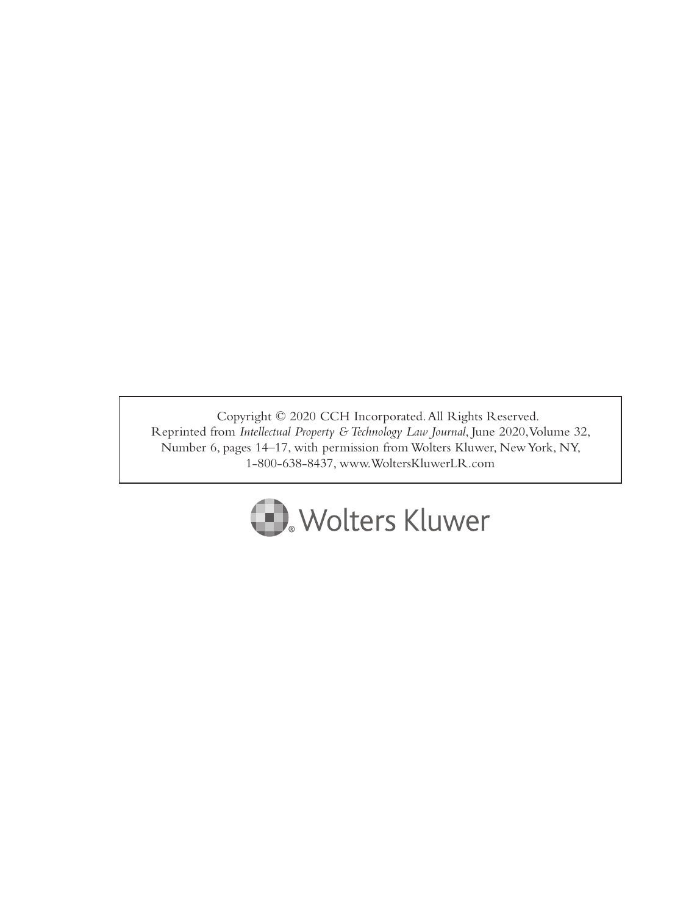Copyright © 2020 CCH Incorporated. All Rights Reserved.
Reprinted from *Intellectual Property & Technology Law Journal*, June 2020, Volume 32, Number 6, pages 14–17, with permission from Wolters Kluwer, New York, NY, 1-800-638-8437, www.WoltersKluwerLR.com

Wolters Kluwer